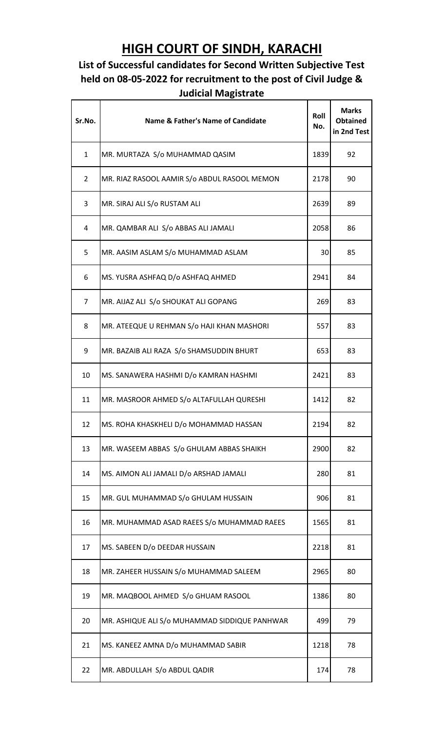# HIGH COURT OF SINDH, KARACHI

## List of Successful candidates for Second Written Subjective Test held on 08-05-2022 for recruitment to the post of Civil Judge & Judicial Magistrate

| Sr.No. | Name & Father's Name of Candidate | Roll No. | Marks Obtained in 2nd Test |
|---|---|---|---|
| 1 | MR. MURTAZA S/o MUHAMMAD QASIM | 1839 | 92 |
| 2 | MR. RIAZ RASOOL AAMIR S/o ABDUL RASOOL MEMON | 2178 | 90 |
| 3 | MR. SIRAJ ALI S/o RUSTAM ALI | 2639 | 89 |
| 4 | MR. QAMBAR ALI S/o ABBAS ALI JAMALI | 2058 | 86 |
| 5 | MR. AASIM ASLAM S/o MUHAMMAD ASLAM | 30 | 85 |
| 6 | MS. YUSRA ASHFAQ D/o ASHFAQ AHMED | 2941 | 84 |
| 7 | MR. AIJAZ ALI S/o SHOUKAT ALI GOPANG | 269 | 83 |
| 8 | MR. ATEEQUE U REHMAN S/o HAJI KHAN MASHORI | 557 | 83 |
| 9 | MR. BAZAIB ALI RAZA S/o SHAMSUDDIN BHURT | 653 | 83 |
| 10 | MS. SANAWERA HASHMI D/o KAMRAN HASHMI | 2421 | 83 |
| 11 | MR. MASROOR AHMED S/o ALTAFULLAH QURESHI | 1412 | 82 |
| 12 | MS. ROHA KHASKHELI D/o MOHAMMAD HASSAN | 2194 | 82 |
| 13 | MR. WASEEM ABBAS S/o GHULAM ABBAS SHAIKH | 2900 | 82 |
| 14 | MS. AIMON ALI JAMALI D/o ARSHAD JAMALI | 280 | 81 |
| 15 | MR. GUL MUHAMMAD S/o GHULAM HUSSAIN | 906 | 81 |
| 16 | MR. MUHAMMAD ASAD RAEES S/o MUHAMMAD RAEES | 1565 | 81 |
| 17 | MS. SABEEN D/o DEEDAR HUSSAIN | 2218 | 81 |
| 18 | MR. ZAHEER HUSSAIN S/o MUHAMMAD SALEEM | 2965 | 80 |
| 19 | MR. MAQBOOL AHMED S/o GHUAM RASOOL | 1386 | 80 |
| 20 | MR. ASHIQUE ALI S/o MUHAMMAD SIDDIQUE PANHWAR | 499 | 79 |
| 21 | MS. KANEEZ AMNA D/o MUHAMMAD SABIR | 1218 | 78 |
| 22 | MR. ABDULLAH S/o ABDUL QADIR | 174 | 78 |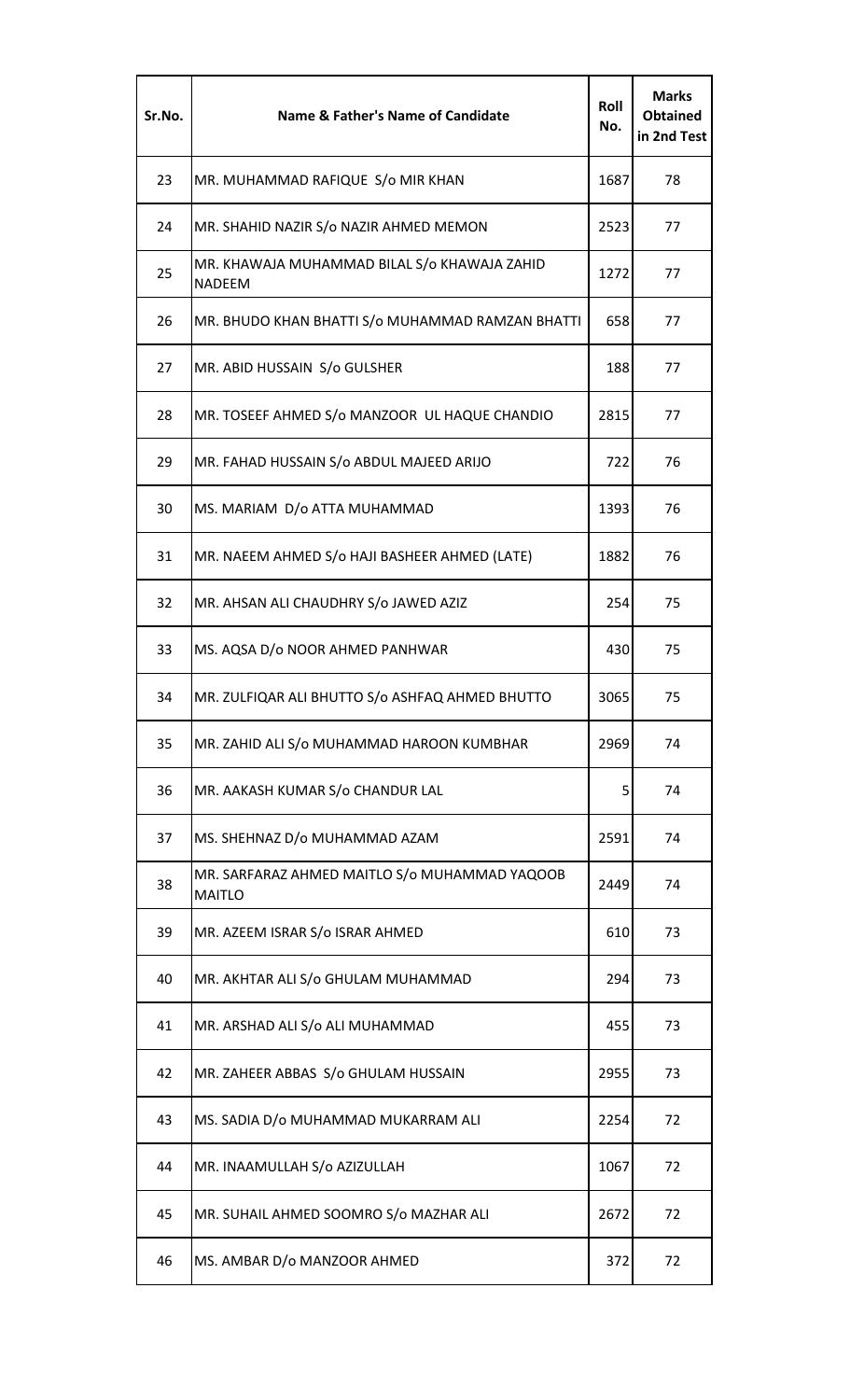| Sr.No. | Name & Father's Name of Candidate | Roll No. | Marks Obtained in 2nd Test |
|---|---|---|---|
| 23 | MR. MUHAMMAD RAFIQUE S/o MIR KHAN | 1687 | 78 |
| 24 | MR. SHAHID NAZIR S/o NAZIR AHMED MEMON | 2523 | 77 |
| 25 | MR. KHAWAJA MUHAMMAD BILAL S/o KHAWAJA ZAHID NADEEM | 1272 | 77 |
| 26 | MR. BHUDO KHAN BHATTI S/o MUHAMMAD RAMZAN BHATTI | 658 | 77 |
| 27 | MR. ABID HUSSAIN S/o GULSHER | 188 | 77 |
| 28 | MR. TOSEEF AHMED S/o MANZOOR UL HAQUE CHANDIO | 2815 | 77 |
| 29 | MR. FAHAD HUSSAIN S/o ABDUL MAJEED ARIJO | 722 | 76 |
| 30 | MS. MARIAM D/o ATTA MUHAMMAD | 1393 | 76 |
| 31 | MR. NAEEM AHMED S/o HAJI BASHEER AHMED (LATE) | 1882 | 76 |
| 32 | MR. AHSAN ALI CHAUDHRY S/o JAWED AZIZ | 254 | 75 |
| 33 | MS. AQSA D/o NOOR AHMED PANHWAR | 430 | 75 |
| 34 | MR. ZULFIQAR ALI BHUTTO S/o ASHFAQ AHMED BHUTTO | 3065 | 75 |
| 35 | MR. ZAHID ALI S/o MUHAMMAD HAROON KUMBHAR | 2969 | 74 |
| 36 | MR. AAKASH KUMAR S/o CHANDUR LAL | 5 | 74 |
| 37 | MS. SHEHNAZ D/o MUHAMMAD AZAM | 2591 | 74 |
| 38 | MR. SARFARAZ AHMED MAITLO S/o MUHAMMAD YAQOOB MAITLO | 2449 | 74 |
| 39 | MR. AZEEM ISRAR S/o ISRAR AHMED | 610 | 73 |
| 40 | MR. AKHTAR ALI S/o GHULAM MUHAMMAD | 294 | 73 |
| 41 | MR. ARSHAD ALI S/o ALI MUHAMMAD | 455 | 73 |
| 42 | MR. ZAHEER ABBAS S/o GHULAM HUSSAIN | 2955 | 73 |
| 43 | MS. SADIA D/o MUHAMMAD MUKARRAM ALI | 2254 | 72 |
| 44 | MR. INAAMULLAH S/o AZIZULLAH | 1067 | 72 |
| 45 | MR. SUHAIL AHMED SOOMRO S/o MAZHAR ALI | 2672 | 72 |
| 46 | MS. AMBAR D/o MANZOOR AHMED | 372 | 72 |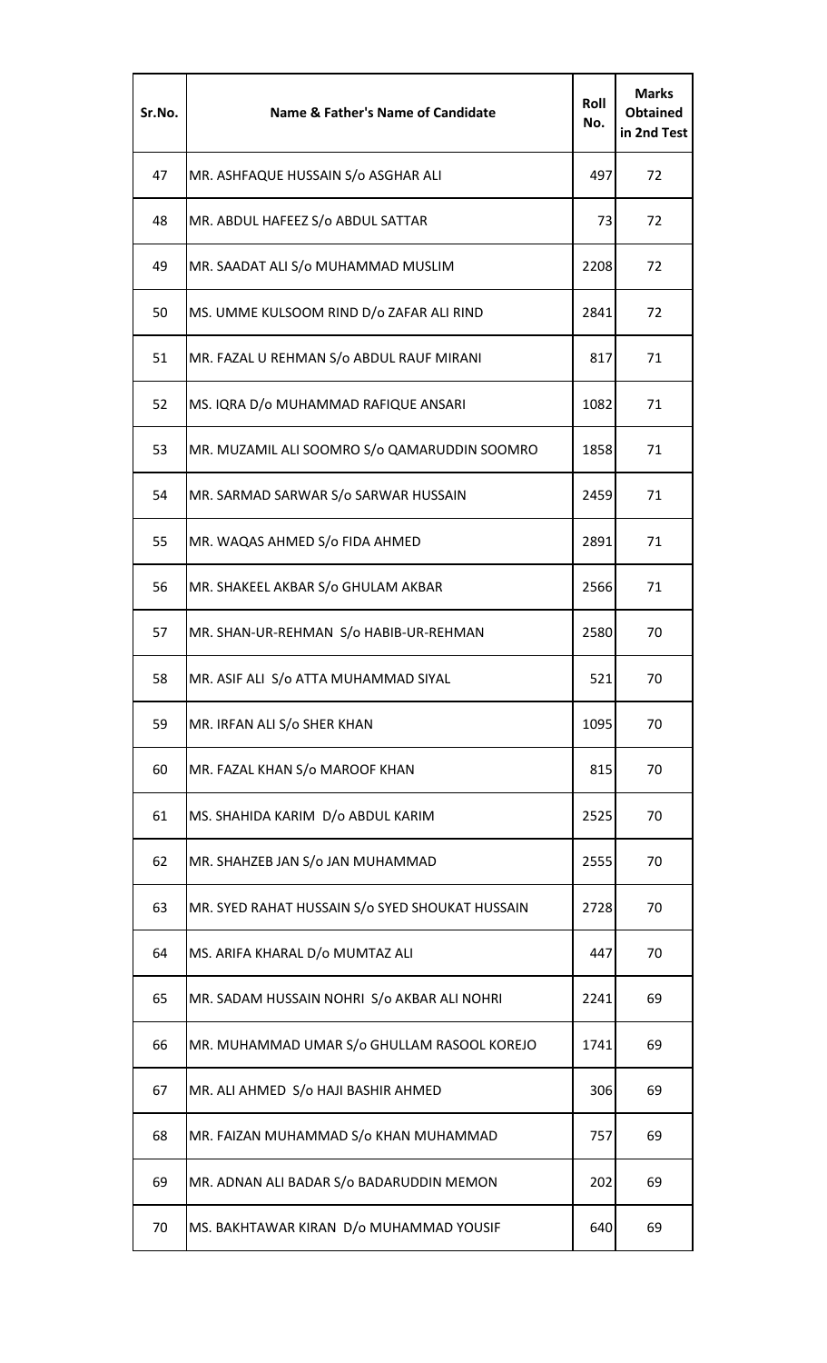| Sr.No. | Name & Father's Name of Candidate | Roll No. | Marks Obtained in 2nd Test |
|---|---|---|---|
| 47 | MR. ASHFAQUE HUSSAIN S/o ASGHAR ALI | 497 | 72 |
| 48 | MR. ABDUL HAFEEZ S/o ABDUL SATTAR | 73 | 72 |
| 49 | MR. SAADAT ALI S/o MUHAMMAD MUSLIM | 2208 | 72 |
| 50 | MS. UMME KULSOOM RIND D/o ZAFAR ALI RIND | 2841 | 72 |
| 51 | MR. FAZAL U REHMAN S/o ABDUL RAUF MIRANI | 817 | 71 |
| 52 | MS. IQRA D/o MUHAMMAD RAFIQUE ANSARI | 1082 | 71 |
| 53 | MR. MUZAMIL ALI SOOMRO S/o QAMARUDDIN SOOMRO | 1858 | 71 |
| 54 | MR. SARMAD SARWAR S/o SARWAR HUSSAIN | 2459 | 71 |
| 55 | MR. WAQAS AHMED S/o FIDA AHMED | 2891 | 71 |
| 56 | MR. SHAKEEL AKBAR S/o GHULAM AKBAR | 2566 | 71 |
| 57 | MR. SHAN-UR-REHMAN S/o HABIB-UR-REHMAN | 2580 | 70 |
| 58 | MR. ASIF ALI S/o ATTA MUHAMMAD SIYAL | 521 | 70 |
| 59 | MR. IRFAN ALI S/o SHER KHAN | 1095 | 70 |
| 60 | MR. FAZAL KHAN S/o MAROOF KHAN | 815 | 70 |
| 61 | MS. SHAHIDA KARIM D/o ABDUL KARIM | 2525 | 70 |
| 62 | MR. SHAHZEB JAN S/o JAN MUHAMMAD | 2555 | 70 |
| 63 | MR. SYED RAHAT HUSSAIN S/o SYED SHOUKAT HUSSAIN | 2728 | 70 |
| 64 | MS. ARIFA KHARAL D/o MUMTAZ ALI | 447 | 70 |
| 65 | MR. SADAM HUSSAIN NOHRI S/o AKBAR ALI NOHRI | 2241 | 69 |
| 66 | MR. MUHAMMAD UMAR S/o GHULLAM RASOOL KOREJO | 1741 | 69 |
| 67 | MR. ALI AHMED S/o HAJI BASHIR AHMED | 306 | 69 |
| 68 | MR. FAIZAN MUHAMMAD S/o KHAN MUHAMMAD | 757 | 69 |
| 69 | MR. ADNAN ALI BADAR S/o BADARUDDIN MEMON | 202 | 69 |
| 70 | MS. BAKHTAWAR KIRAN D/o MUHAMMAD YOUSIF | 640 | 69 |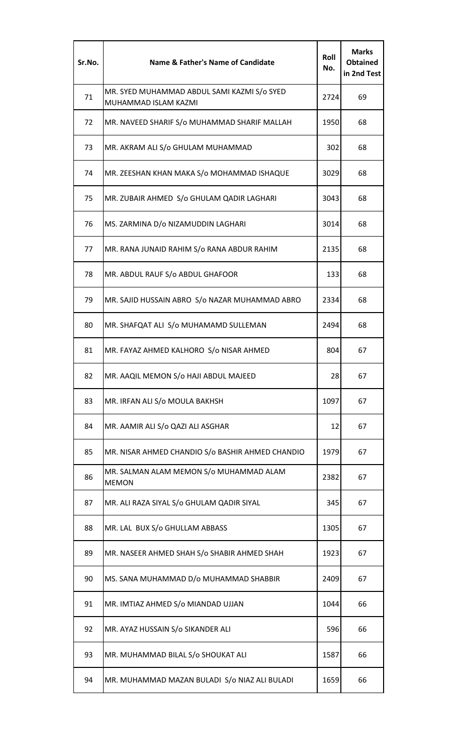| Sr.No. | Name & Father's Name of Candidate | Roll No. | Marks Obtained in 2nd Test |
|---|---|---|---|
| 71 | MR. SYED MUHAMMAD ABDUL SAMI KAZMI S/o SYED MUHAMMAD ISLAM KAZMI | 2724 | 69 |
| 72 | MR. NAVEED SHARIF S/o MUHAMMAD SHARIF MALLAH | 1950 | 68 |
| 73 | MR. AKRAM ALI S/o GHULAM MUHAMMAD | 302 | 68 |
| 74 | MR. ZEESHAN KHAN MAKA S/o MOHAMMAD ISHAQUE | 3029 | 68 |
| 75 | MR. ZUBAIR AHMED S/o GHULAM QADIR LAGHARI | 3043 | 68 |
| 76 | MS. ZARMINA D/o NIZAMUDDIN LAGHARI | 3014 | 68 |
| 77 | MR. RANA JUNAID RAHIM S/o RANA ABDUR RAHIM | 2135 | 68 |
| 78 | MR. ABDUL RAUF S/o ABDUL GHAFOOR | 133 | 68 |
| 79 | MR. SAJID HUSSAIN ABRO S/o NAZAR MUHAMMAD ABRO | 2334 | 68 |
| 80 | MR. SHAFQAT ALI S/o MUHAMAMD SULLEMAN | 2494 | 68 |
| 81 | MR. FAYAZ AHMED KALHORO S/o NISAR AHMED | 804 | 67 |
| 82 | MR. AAQIL MEMON S/o HAJI ABDUL MAJEED | 28 | 67 |
| 83 | MR. IRFAN ALI S/o MOULA BAKHSH | 1097 | 67 |
| 84 | MR. AAMIR ALI S/o QAZI ALI ASGHAR | 12 | 67 |
| 85 | MR. NISAR AHMED CHANDIO S/o BASHIR AHMED CHANDIO | 1979 | 67 |
| 86 | MR. SALMAN ALAM MEMON S/o MUHAMMAD ALAM MEMON | 2382 | 67 |
| 87 | MR. ALI RAZA SIYAL S/o GHULAM QADIR SIYAL | 345 | 67 |
| 88 | MR. LAL BUX S/o GHULLAM ABBASS | 1305 | 67 |
| 89 | MR. NASEER AHMED SHAH S/o SHABIR AHMED SHAH | 1923 | 67 |
| 90 | MS. SANA MUHAMMAD D/o MUHAMMAD SHABBIR | 2409 | 67 |
| 91 | MR. IMTIAZ AHMED S/o MIANDAD UJJAN | 1044 | 66 |
| 92 | MR. AYAZ HUSSAIN S/o SIKANDER ALI | 596 | 66 |
| 93 | MR. MUHAMMAD BILAL S/o SHOUKAT ALI | 1587 | 66 |
| 94 | MR. MUHAMMAD MAZAN BULADI S/o NIAZ ALI BULADI | 1659 | 66 |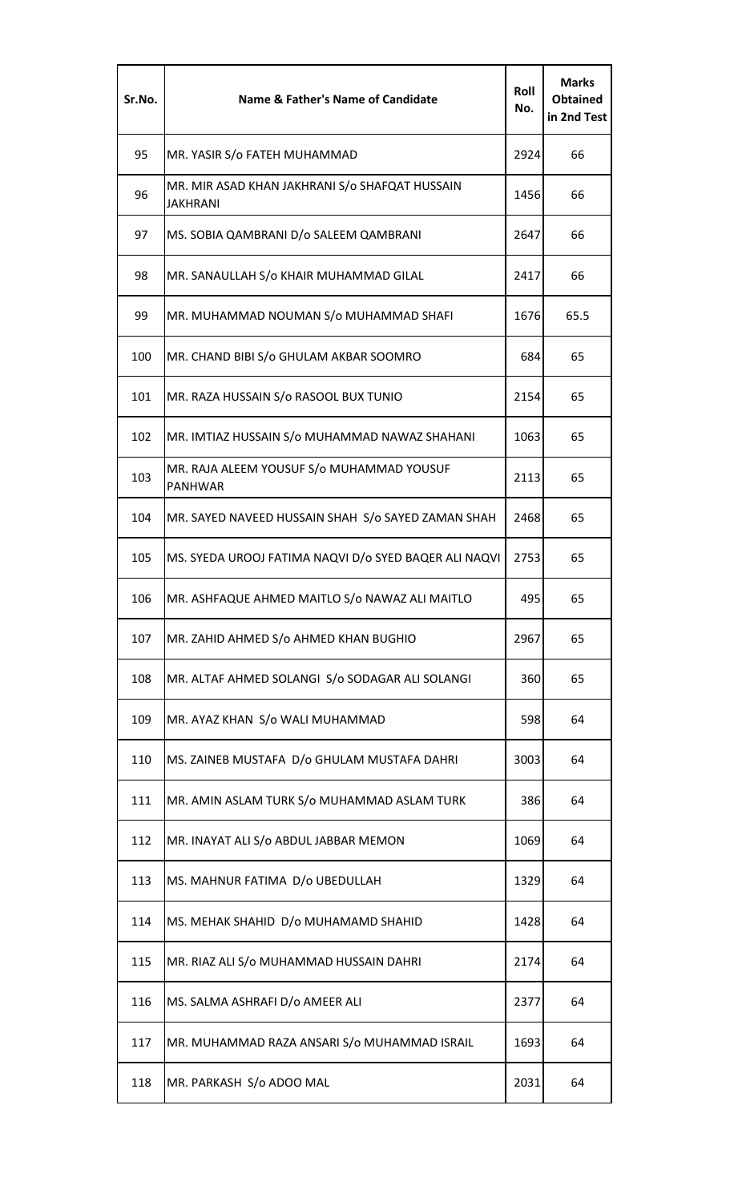| Sr.No. | Name & Father's Name of Candidate | Roll No. | Marks Obtained in 2nd Test |
|---|---|---|---|
| 95 | MR. YASIR S/o FATEH MUHAMMAD | 2924 | 66 |
| 96 | MR. MIR ASAD KHAN JAKHRANI S/o SHAFQAT HUSSAIN JAKHRANI | 1456 | 66 |
| 97 | MS. SOBIA QAMBRANI D/o SALEEM QAMBRANI | 2647 | 66 |
| 98 | MR. SANAULLAH S/o KHAIR MUHAMMAD GILAL | 2417 | 66 |
| 99 | MR. MUHAMMAD NOUMAN S/o MUHAMMAD SHAFI | 1676 | 65.5 |
| 100 | MR. CHAND BIBI S/o GHULAM AKBAR SOOMRO | 684 | 65 |
| 101 | MR. RAZA HUSSAIN S/o RASOOL BUX TUNIO | 2154 | 65 |
| 102 | MR. IMTIAZ HUSSAIN S/o MUHAMMAD NAWAZ SHAHANI | 1063 | 65 |
| 103 | MR. RAJA ALEEM YOUSUF S/o MUHAMMAD YOUSUF PANHWAR | 2113 | 65 |
| 104 | MR. SAYED NAVEED HUSSAIN SHAH S/o SAYED ZAMAN SHAH | 2468 | 65 |
| 105 | MS. SYEDA UROOJ FATIMA NAQVI D/o SYED BAQER ALI NAQVI | 2753 | 65 |
| 106 | MR. ASHFAQUE AHMED MAITLO S/o NAWAZ ALI MAITLO | 495 | 65 |
| 107 | MR. ZAHID AHMED S/o AHMED KHAN BUGHIO | 2967 | 65 |
| 108 | MR. ALTAF AHMED SOLANGI S/o SODAGAR ALI SOLANGI | 360 | 65 |
| 109 | MR. AYAZ KHAN S/o WALI MUHAMMAD | 598 | 64 |
| 110 | MS. ZAINEB MUSTAFA D/o GHULAM MUSTAFA DAHRI | 3003 | 64 |
| 111 | MR. AMIN ASLAM TURK S/o MUHAMMAD ASLAM TURK | 386 | 64 |
| 112 | MR. INAYAT ALI S/o ABDUL JABBAR MEMON | 1069 | 64 |
| 113 | MS. MAHNUR FATIMA D/o UBEDULLAH | 1329 | 64 |
| 114 | MS. MEHAK SHAHID D/o MUHAMAMD SHAHID | 1428 | 64 |
| 115 | MR. RIAZ ALI S/o MUHAMMAD HUSSAIN DAHRI | 2174 | 64 |
| 116 | MS. SALMA ASHRAFI D/o AMEER ALI | 2377 | 64 |
| 117 | MR. MUHAMMAD RAZA ANSARI S/o MUHAMMAD ISRAIL | 1693 | 64 |
| 118 | MR. PARKASH S/o ADOO MAL | 2031 | 64 |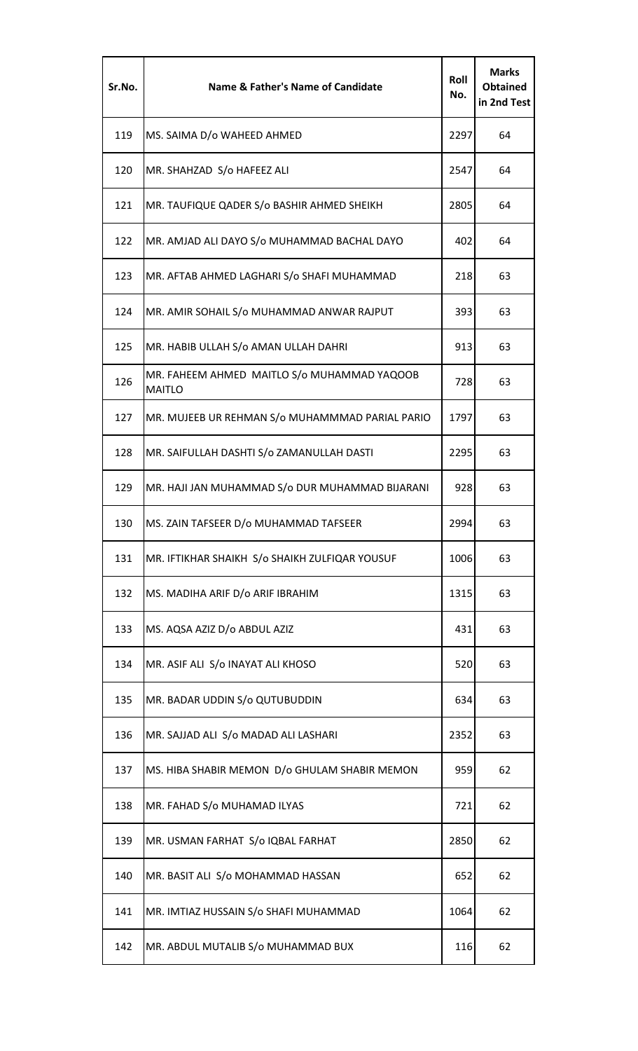| Sr.No. | Name & Father's Name of Candidate | Roll No. | Marks Obtained in 2nd Test |
|---|---|---|---|
| 119 | MS. SAIMA D/o WAHEED AHMED | 2297 | 64 |
| 120 | MR. SHAHZAD S/o HAFEEZ ALI | 2547 | 64 |
| 121 | MR. TAUFIQUE QADER S/o BASHIR AHMED SHEIKH | 2805 | 64 |
| 122 | MR. AMJAD ALI DAYO S/o MUHAMMAD BACHAL DAYO | 402 | 64 |
| 123 | MR. AFTAB AHMED LAGHARI S/o SHAFI MUHAMMAD | 218 | 63 |
| 124 | MR. AMIR SOHAIL S/o MUHAMMAD ANWAR RAJPUT | 393 | 63 |
| 125 | MR. HABIB ULLAH S/o AMAN ULLAH DAHRI | 913 | 63 |
| 126 | MR. FAHEEM AHMED MAITLO S/o MUHAMMAD YAQOOB MAITLO | 728 | 63 |
| 127 | MR. MUJEEB UR REHMAN S/o MUHAMMMAD PARIAL PARIO | 1797 | 63 |
| 128 | MR. SAIFULLAH DASHTI S/o ZAMANULLAH DASTI | 2295 | 63 |
| 129 | MR. HAJI JAN MUHAMMAD S/o DUR MUHAMMAD BIJARANI | 928 | 63 |
| 130 | MS. ZAIN TAFSEER D/o MUHAMMAD TAFSEER | 2994 | 63 |
| 131 | MR. IFTIKHAR SHAIKH S/o SHAIKH ZULFIQAR YOUSUF | 1006 | 63 |
| 132 | MS. MADIHA ARIF D/o ARIF IBRAHIM | 1315 | 63 |
| 133 | MS. AQSA AZIZ D/o ABDUL AZIZ | 431 | 63 |
| 134 | MR. ASIF ALI S/o INAYAT ALI KHOSO | 520 | 63 |
| 135 | MR. BADAR UDDIN S/o QUTUBUDDIN | 634 | 63 |
| 136 | MR. SAJJAD ALI S/o MADAD ALI LASHARI | 2352 | 63 |
| 137 | MS. HIBA SHABIR MEMON D/o GHULAM SHABIR MEMON | 959 | 62 |
| 138 | MR. FAHAD S/o MUHAMAD ILYAS | 721 | 62 |
| 139 | MR. USMAN FARHAT S/o IQBAL FARHAT | 2850 | 62 |
| 140 | MR. BASIT ALI S/o MOHAMMAD HASSAN | 652 | 62 |
| 141 | MR. IMTIAZ HUSSAIN S/o SHAFI MUHAMMAD | 1064 | 62 |
| 142 | MR. ABDUL MUTALIB S/o MUHAMMAD BUX | 116 | 62 |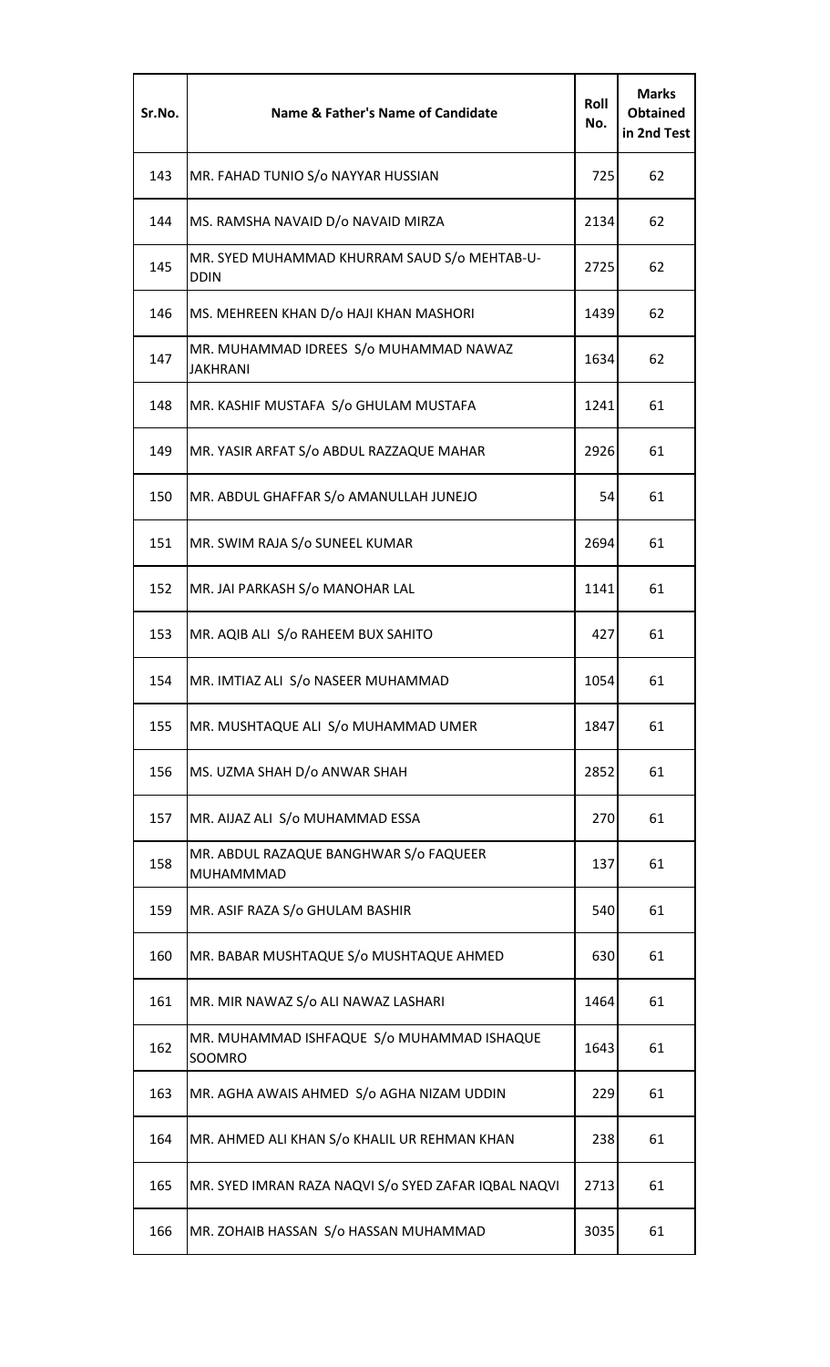| Sr.No. | Name & Father's Name of Candidate | Roll No. | Marks Obtained in 2nd Test |
|---|---|---|---|
| 143 | MR. FAHAD TUNIO S/o NAYYAR HUSSIAN | 725 | 62 |
| 144 | MS. RAMSHA NAVAID D/o NAVAID MIRZA | 2134 | 62 |
| 145 | MR. SYED MUHAMMAD KHURRAM SAUD S/o MEHTAB-U-DDIN | 2725 | 62 |
| 146 | MS. MEHREEN KHAN D/o HAJI KHAN MASHORI | 1439 | 62 |
| 147 | MR. MUHAMMAD IDREES S/o MUHAMMAD NAWAZ JAKHRANI | 1634 | 62 |
| 148 | MR. KASHIF MUSTAFA S/o GHULAM MUSTAFA | 1241 | 61 |
| 149 | MR. YASIR ARFAT S/o ABDUL RAZZAQUE MAHAR | 2926 | 61 |
| 150 | MR. ABDUL GHAFFAR S/o AMANULLAH JUNEJO | 54 | 61 |
| 151 | MR. SWIM RAJA S/o SUNEEL KUMAR | 2694 | 61 |
| 152 | MR. JAI PARKASH S/o MANOHAR LAL | 1141 | 61 |
| 153 | MR. AQIB ALI S/o RAHEEM BUX SAHITO | 427 | 61 |
| 154 | MR. IMTIAZ ALI S/o NASEER MUHAMMAD | 1054 | 61 |
| 155 | MR. MUSHTAQUE ALI S/o MUHAMMAD UMER | 1847 | 61 |
| 156 | MS. UZMA SHAH D/o ANWAR SHAH | 2852 | 61 |
| 157 | MR. AIJAZ ALI S/o MUHAMMAD ESSA | 270 | 61 |
| 158 | MR. ABDUL RAZAQUE BANGHWAR S/o FAQUEER MUHAMMMAD | 137 | 61 |
| 159 | MR. ASIF RAZA S/o GHULAM BASHIR | 540 | 61 |
| 160 | MR. BABAR MUSHTAQUE S/o MUSHTAQUE AHMED | 630 | 61 |
| 161 | MR. MIR NAWAZ S/o ALI NAWAZ LASHARI | 1464 | 61 |
| 162 | MR. MUHAMMAD ISHFAQUE S/o MUHAMMAD ISHAQUE SOOMRO | 1643 | 61 |
| 163 | MR. AGHA AWAIS AHMED S/o AGHA NIZAM UDDIN | 229 | 61 |
| 164 | MR. AHMED ALI KHAN S/o KHALIL UR REHMAN KHAN | 238 | 61 |
| 165 | MR. SYED IMRAN RAZA NAQVI S/o SYED ZAFAR IQBAL NAQVI | 2713 | 61 |
| 166 | MR. ZOHAIB HASSAN S/o HASSAN MUHAMMAD | 3035 | 61 |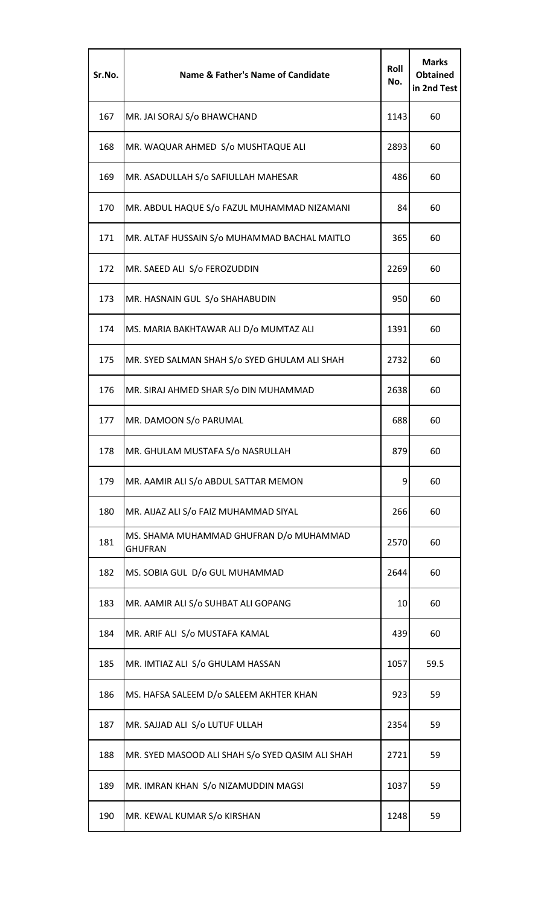| Sr.No. | Name & Father's Name of Candidate | Roll No. | Marks Obtained in 2nd Test |
|---|---|---|---|
| 167 | MR. JAI SORAJ S/o BHAWCHAND | 1143 | 60 |
| 168 | MR. WAQUAR AHMED S/o MUSHTAQUE ALI | 2893 | 60 |
| 169 | MR. ASADULLAH S/o SAFIULLAH MAHESAR | 486 | 60 |
| 170 | MR. ABDUL HAQUE S/o FAZUL MUHAMMAD NIZAMANI | 84 | 60 |
| 171 | MR. ALTAF HUSSAIN S/o MUHAMMAD BACHAL MAITLO | 365 | 60 |
| 172 | MR. SAEED ALI S/o FEROZUDDIN | 2269 | 60 |
| 173 | MR. HASNAIN GUL S/o SHAHABUDIN | 950 | 60 |
| 174 | MS. MARIA BAKHTAWAR ALI D/o MUMTAZ ALI | 1391 | 60 |
| 175 | MR. SYED SALMAN SHAH S/o SYED GHULAM ALI SHAH | 2732 | 60 |
| 176 | MR. SIRAJ AHMED SHAR S/o DIN MUHAMMAD | 2638 | 60 |
| 177 | MR. DAMOON S/o PARUMAL | 688 | 60 |
| 178 | MR. GHULAM MUSTAFA S/o NASRULLAH | 879 | 60 |
| 179 | MR. AAMIR ALI S/o ABDUL SATTAR MEMON | 9 | 60 |
| 180 | MR. AIJAZ ALI S/o FAIZ MUHAMMAD SIYAL | 266 | 60 |
| 181 | MS. SHAMA MUHAMMAD GHUFRAN D/o MUHAMMAD GHUFRAN | 2570 | 60 |
| 182 | MS. SOBIA GUL D/o GUL MUHAMMAD | 2644 | 60 |
| 183 | MR. AAMIR ALI S/o SUHBAT ALI GOPANG | 10 | 60 |
| 184 | MR. ARIF ALI S/o MUSTAFA KAMAL | 439 | 60 |
| 185 | MR. IMTIAZ ALI S/o GHULAM HASSAN | 1057 | 59.5 |
| 186 | MS. HAFSA SALEEM D/o SALEEM AKHTER KHAN | 923 | 59 |
| 187 | MR. SAJJAD ALI S/o LUTUF ULLAH | 2354 | 59 |
| 188 | MR. SYED MASOOD ALI SHAH S/o SYED QASIM ALI SHAH | 2721 | 59 |
| 189 | MR. IMRAN KHAN S/o NIZAMUDDIN MAGSI | 1037 | 59 |
| 190 | MR. KEWAL KUMAR S/o KIRSHAN | 1248 | 59 |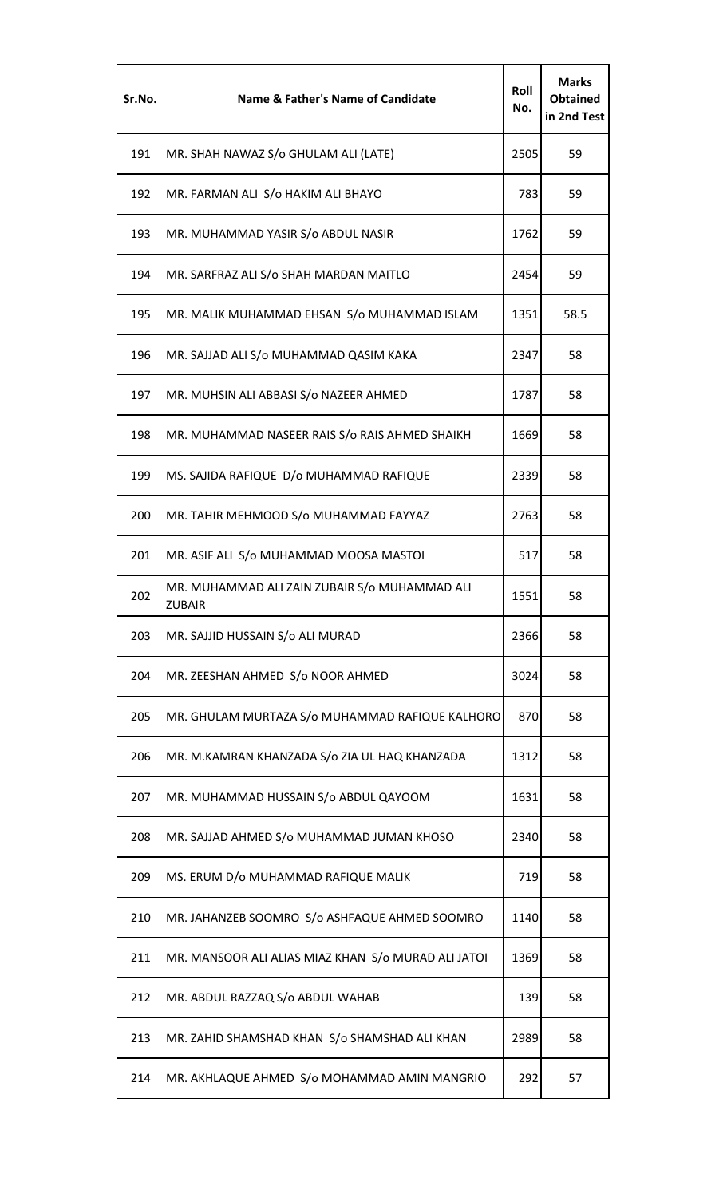| Sr.No. | Name & Father's Name of Candidate | Roll No. | Marks Obtained in 2nd Test |
|---|---|---|---|
| 191 | MR. SHAH NAWAZ S/o GHULAM ALI (LATE) | 2505 | 59 |
| 192 | MR. FARMAN ALI S/o HAKIM ALI BHAYO | 783 | 59 |
| 193 | MR. MUHAMMAD YASIR S/o ABDUL NASIR | 1762 | 59 |
| 194 | MR. SARFRAZ ALI S/o SHAH MARDAN MAITLO | 2454 | 59 |
| 195 | MR. MALIK MUHAMMAD EHSAN S/o MUHAMMAD ISLAM | 1351 | 58.5 |
| 196 | MR. SAJJAD ALI S/o MUHAMMAD QASIM KAKA | 2347 | 58 |
| 197 | MR. MUHSIN ALI ABBASI S/o NAZEER AHMED | 1787 | 58 |
| 198 | MR. MUHAMMAD NASEER RAIS S/o RAIS AHMED SHAIKH | 1669 | 58 |
| 199 | MS. SAJIDA RAFIQUE D/o MUHAMMAD RAFIQUE | 2339 | 58 |
| 200 | MR. TAHIR MEHMOOD S/o MUHAMMAD FAYYAZ | 2763 | 58 |
| 201 | MR. ASIF ALI S/o MUHAMMAD MOOSA MASTOI | 517 | 58 |
| 202 | MR. MUHAMMAD ALI ZAIN ZUBAIR S/o MUHAMMAD ALI ZUBAIR | 1551 | 58 |
| 203 | MR. SAJJID HUSSAIN S/o ALI MURAD | 2366 | 58 |
| 204 | MR. ZEESHAN AHMED S/o NOOR AHMED | 3024 | 58 |
| 205 | MR. GHULAM MURTAZA S/o MUHAMMAD RAFIQUE KALHORO | 870 | 58 |
| 206 | MR. M.KAMRAN KHANZADA S/o ZIA UL HAQ KHANZADA | 1312 | 58 |
| 207 | MR. MUHAMMAD HUSSAIN S/o ABDUL QAYOOM | 1631 | 58 |
| 208 | MR. SAJJAD AHMED S/o MUHAMMAD JUMAN KHOSO | 2340 | 58 |
| 209 | MS. ERUM D/o MUHAMMAD RAFIQUE MALIK | 719 | 58 |
| 210 | MR. JAHANZEB SOOMRO S/o ASHFAQUE AHMED SOOMRO | 1140 | 58 |
| 211 | MR. MANSOOR ALI ALIAS MIAZ KHAN S/o MURAD ALI JATOI | 1369 | 58 |
| 212 | MR. ABDUL RAZZAQ S/o ABDUL WAHAB | 139 | 58 |
| 213 | MR. ZAHID SHAMSHAD KHAN S/o SHAMSHAD ALI KHAN | 2989 | 58 |
| 214 | MR. AKHLAQUE AHMED S/o MOHAMMAD AMIN MANGRIO | 292 | 57 |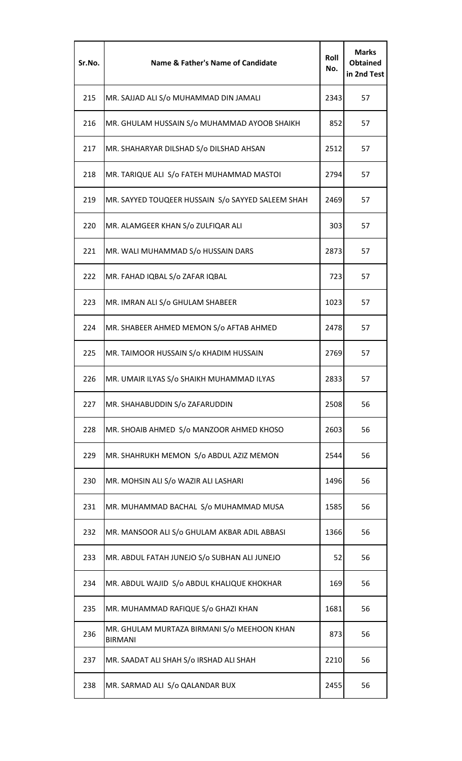| Sr.No. | Name & Father's Name of Candidate | Roll No. | Marks Obtained in 2nd Test |
|---|---|---|---|
| 215 | MR. SAJJAD ALI S/o MUHAMMAD DIN JAMALI | 2343 | 57 |
| 216 | MR. GHULAM HUSSAIN S/o MUHAMMAD AYOOB SHAIKH | 852 | 57 |
| 217 | MR. SHAHARYAR DILSHAD S/o DILSHAD AHSAN | 2512 | 57 |
| 218 | MR. TARIQUE ALI S/o FATEH MUHAMMAD MASTOI | 2794 | 57 |
| 219 | MR. SAYYED TOUQEER HUSSAIN S/o SAYYED SALEEM SHAH | 2469 | 57 |
| 220 | MR. ALAMGEER KHAN S/o ZULFIQAR ALI | 303 | 57 |
| 221 | MR. WALI MUHAMMAD S/o HUSSAIN DARS | 2873 | 57 |
| 222 | MR. FAHAD IQBAL S/o ZAFAR IQBAL | 723 | 57 |
| 223 | MR. IMRAN ALI S/o GHULAM SHABEER | 1023 | 57 |
| 224 | MR. SHABEER AHMED MEMON S/o AFTAB AHMED | 2478 | 57 |
| 225 | MR. TAIMOOR HUSSAIN S/o KHADIM HUSSAIN | 2769 | 57 |
| 226 | MR. UMAIR ILYAS S/o SHAIKH MUHAMMAD ILYAS | 2833 | 57 |
| 227 | MR. SHAHABUDDIN S/o ZAFARUDDIN | 2508 | 56 |
| 228 | MR. SHOAIB AHMED S/o MANZOOR AHMED KHOSO | 2603 | 56 |
| 229 | MR. SHAHRUKH MEMON S/o ABDUL AZIZ MEMON | 2544 | 56 |
| 230 | MR. MOHSIN ALI S/o WAZIR ALI LASHARI | 1496 | 56 |
| 231 | MR. MUHAMMAD BACHAL S/o MUHAMMAD MUSA | 1585 | 56 |
| 232 | MR. MANSOOR ALI S/o GHULAM AKBAR ADIL ABBASI | 1366 | 56 |
| 233 | MR. ABDUL FATAH JUNEJO S/o SUBHAN ALI JUNEJO | 52 | 56 |
| 234 | MR. ABDUL WAJID S/o ABDUL KHALIQUE KHOKHAR | 169 | 56 |
| 235 | MR. MUHAMMAD RAFIQUE S/o GHAZI KHAN | 1681 | 56 |
| 236 | MR. GHULAM MURTAZA BIRMANI S/o MEEHOON KHAN BIRMANI | 873 | 56 |
| 237 | MR. SAADAT ALI SHAH S/o IRSHAD ALI SHAH | 2210 | 56 |
| 238 | MR. SARMAD ALI S/o QALANDAR BUX | 2455 | 56 |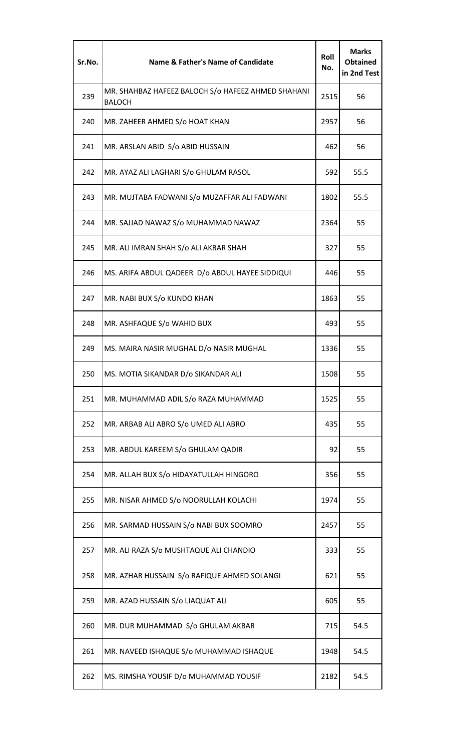| Sr.No. | Name & Father's Name of Candidate | Roll No. | Marks Obtained in 2nd Test |
|---|---|---|---|
| 239 | MR. SHAHBAZ HAFEEZ BALOCH S/o HAFEEZ AHMED SHAHANI BALOCH | 2515 | 56 |
| 240 | MR. ZAHEER AHMED S/o HOAT KHAN | 2957 | 56 |
| 241 | MR. ARSLAN ABID S/o ABID HUSSAIN | 462 | 56 |
| 242 | MR. AYAZ ALI LAGHARI S/o GHULAM RASOL | 592 | 55.5 |
| 243 | MR. MUJTABA FADWANI S/o MUZAFFAR ALI FADWANI | 1802 | 55.5 |
| 244 | MR. SAJJAD NAWAZ S/o MUHAMMAD NAWAZ | 2364 | 55 |
| 245 | MR. ALI IMRAN SHAH S/o ALI AKBAR SHAH | 327 | 55 |
| 246 | MS. ARIFA ABDUL QADEER D/o ABDUL HAYEE SIDDIQUI | 446 | 55 |
| 247 | MR. NABI BUX S/o KUNDO KHAN | 1863 | 55 |
| 248 | MR. ASHFAQUE S/o WAHID BUX | 493 | 55 |
| 249 | MS. MAIRA NASIR MUGHAL D/o NASIR MUGHAL | 1336 | 55 |
| 250 | MS. MOTIA SIKANDAR D/o SIKANDAR ALI | 1508 | 55 |
| 251 | MR. MUHAMMAD ADIL S/o RAZA MUHAMMAD | 1525 | 55 |
| 252 | MR. ARBAB ALI ABRO S/o UMED ALI ABRO | 435 | 55 |
| 253 | MR. ABDUL KAREEM S/o GHULAM QADIR | 92 | 55 |
| 254 | MR. ALLAH BUX S/o HIDAYATULLAH HINGORO | 356 | 55 |
| 255 | MR. NISAR AHMED S/o NOORULLAH KOLACHI | 1974 | 55 |
| 256 | MR. SARMAD HUSSAIN S/o NABI BUX SOOMRO | 2457 | 55 |
| 257 | MR. ALI RAZA S/o MUSHTAQUE ALI CHANDIO | 333 | 55 |
| 258 | MR. AZHAR HUSSAIN S/o RAFIQUE AHMED SOLANGI | 621 | 55 |
| 259 | MR. AZAD HUSSAIN S/o LIAQUAT ALI | 605 | 55 |
| 260 | MR. DUR MUHAMMAD S/o GHULAM AKBAR | 715 | 54.5 |
| 261 | MR. NAVEED ISHAQUE S/o MUHAMMAD ISHAQUE | 1948 | 54.5 |
| 262 | MS. RIMSHA YOUSIF D/o MUHAMMAD YOUSIF | 2182 | 54.5 |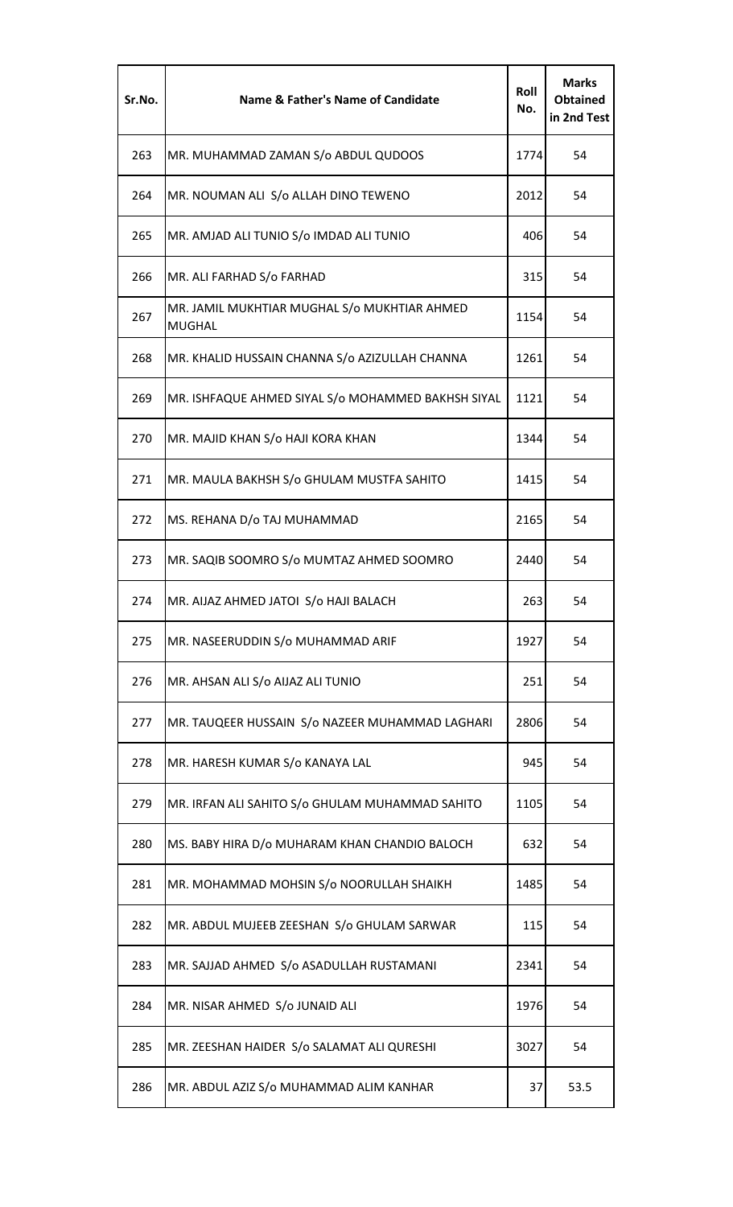| Sr.No. | Name & Father's Name of Candidate | Roll No. | Marks Obtained in 2nd Test |
|---|---|---|---|
| 263 | MR. MUHAMMAD ZAMAN S/o ABDUL QUDOOS | 1774 | 54 |
| 264 | MR. NOUMAN ALI S/o ALLAH DINO TEWENO | 2012 | 54 |
| 265 | MR. AMJAD ALI TUNIO S/o IMDAD ALI TUNIO | 406 | 54 |
| 266 | MR. ALI FARHAD S/o FARHAD | 315 | 54 |
| 267 | MR. JAMIL MUKHTIAR MUGHAL S/o MUKHTIAR AHMED MUGHAL | 1154 | 54 |
| 268 | MR. KHALID HUSSAIN CHANNA S/o AZIZULLAH CHANNA | 1261 | 54 |
| 269 | MR. ISHFAQUE AHMED SIYAL S/o MOHAMMED BAKHSH SIYAL | 1121 | 54 |
| 270 | MR. MAJID KHAN S/o HAJI KORA KHAN | 1344 | 54 |
| 271 | MR. MAULA BAKHSH S/o GHULAM MUSTFA SAHITO | 1415 | 54 |
| 272 | MS. REHANA D/o TAJ MUHAMMAD | 2165 | 54 |
| 273 | MR. SAQIB SOOMRO S/o MUMTAZ AHMED SOOMRO | 2440 | 54 |
| 274 | MR. AIJAZ AHMED JATOI S/o HAJI BALACH | 263 | 54 |
| 275 | MR. NASEERUDDIN S/o MUHAMMAD ARIF | 1927 | 54 |
| 276 | MR. AHSAN ALI S/o AIJAZ ALI TUNIO | 251 | 54 |
| 277 | MR. TAUQEER HUSSAIN S/o NAZEER MUHAMMAD LAGHARI | 2806 | 54 |
| 278 | MR. HARESH KUMAR S/o KANAYA LAL | 945 | 54 |
| 279 | MR. IRFAN ALI SAHITO S/o GHULAM MUHAMMAD SAHITO | 1105 | 54 |
| 280 | MS. BABY HIRA D/o MUHARAM KHAN CHANDIO BALOCH | 632 | 54 |
| 281 | MR. MOHAMMAD MOHSIN S/o NOORULLAH SHAIKH | 1485 | 54 |
| 282 | MR. ABDUL MUJEEB ZEESHAN S/o GHULAM SARWAR | 115 | 54 |
| 283 | MR. SAJJAD AHMED S/o ASADULLAH RUSTAMANI | 2341 | 54 |
| 284 | MR. NISAR AHMED S/o JUNAID ALI | 1976 | 54 |
| 285 | MR. ZEESHAN HAIDER S/o SALAMAT ALI QURESHI | 3027 | 54 |
| 286 | MR. ABDUL AZIZ S/o MUHAMMAD ALIM KANHAR | 37 | 53.5 |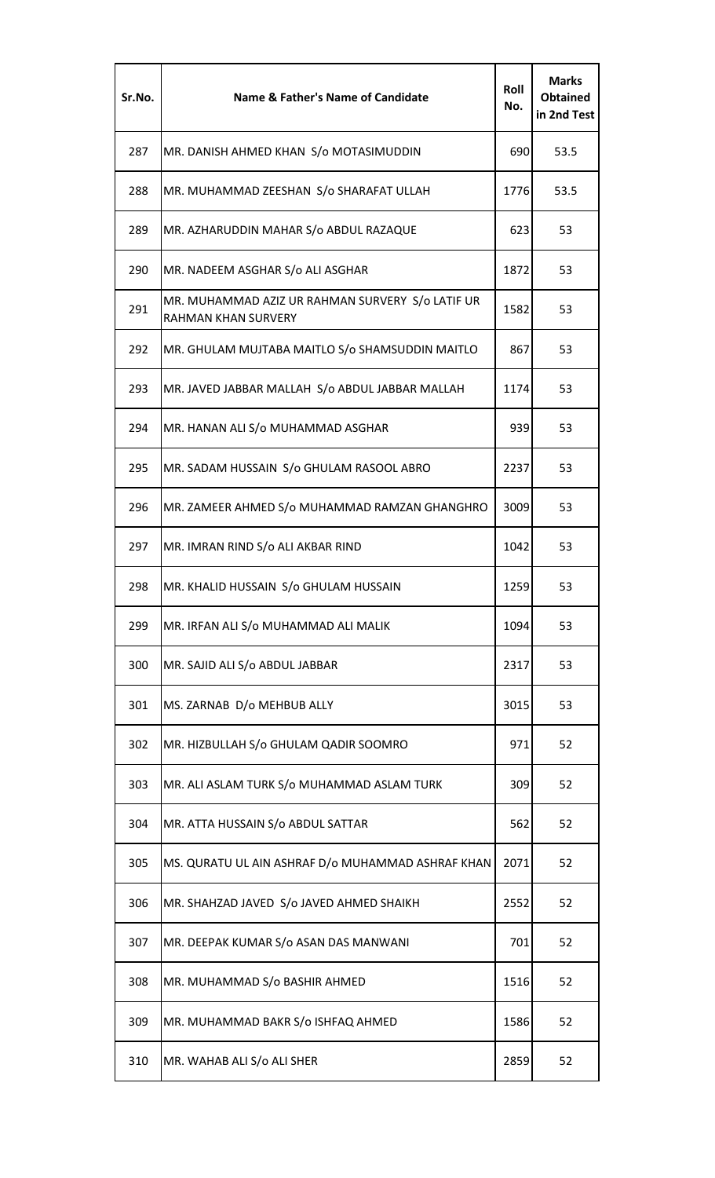| Sr.No. | Name & Father's Name of Candidate | Roll No. | Marks Obtained in 2nd Test |
|---|---|---|---|
| 287 | MR. DANISH AHMED KHAN S/o MOTASIMUDDIN | 690 | 53.5 |
| 288 | MR. MUHAMMAD ZEESHAN S/o SHARAFAT ULLAH | 1776 | 53.5 |
| 289 | MR. AZHARUDDIN MAHAR S/o ABDUL RAZAQUE | 623 | 53 |
| 290 | MR. NADEEM ASGHAR S/o ALI ASGHAR | 1872 | 53 |
| 291 | MR. MUHAMMAD AZIZ UR RAHMAN SURVERY S/o LATIF UR RAHMAN KHAN SURVERY | 1582 | 53 |
| 292 | MR. GHULAM MUJTABA MAITLO S/o SHAMSUDDIN MAITLO | 867 | 53 |
| 293 | MR. JAVED JABBAR MALLAH S/o ABDUL JABBAR MALLAH | 1174 | 53 |
| 294 | MR. HANAN ALI S/o MUHAMMAD ASGHAR | 939 | 53 |
| 295 | MR. SADAM HUSSAIN S/o GHULAM RASOOL ABRO | 2237 | 53 |
| 296 | MR. ZAMEER AHMED S/o MUHAMMAD RAMZAN GHANGHRO | 3009 | 53 |
| 297 | MR. IMRAN RIND S/o ALI AKBAR RIND | 1042 | 53 |
| 298 | MR. KHALID HUSSAIN S/o GHULAM HUSSAIN | 1259 | 53 |
| 299 | MR. IRFAN ALI S/o MUHAMMAD ALI MALIK | 1094 | 53 |
| 300 | MR. SAJID ALI S/o ABDUL JABBAR | 2317 | 53 |
| 301 | MS. ZARNAB D/o MEHBUB ALLY | 3015 | 53 |
| 302 | MR. HIZBULLAH S/o GHULAM QADIR SOOMRO | 971 | 52 |
| 303 | MR. ALI ASLAM TURK S/o MUHAMMAD ASLAM TURK | 309 | 52 |
| 304 | MR. ATTA HUSSAIN S/o ABDUL SATTAR | 562 | 52 |
| 305 | MS. QURATU UL AIN ASHRAF D/o MUHAMMAD ASHRAF KHAN | 2071 | 52 |
| 306 | MR. SHAHZAD JAVED S/o JAVED AHMED SHAIKH | 2552 | 52 |
| 307 | MR. DEEPAK KUMAR S/o ASAN DAS MANWANI | 701 | 52 |
| 308 | MR. MUHAMMAD S/o BASHIR AHMED | 1516 | 52 |
| 309 | MR. MUHAMMAD BAKR S/o ISHFAQ AHMED | 1586 | 52 |
| 310 | MR. WAHAB ALI S/o ALI SHER | 2859 | 52 |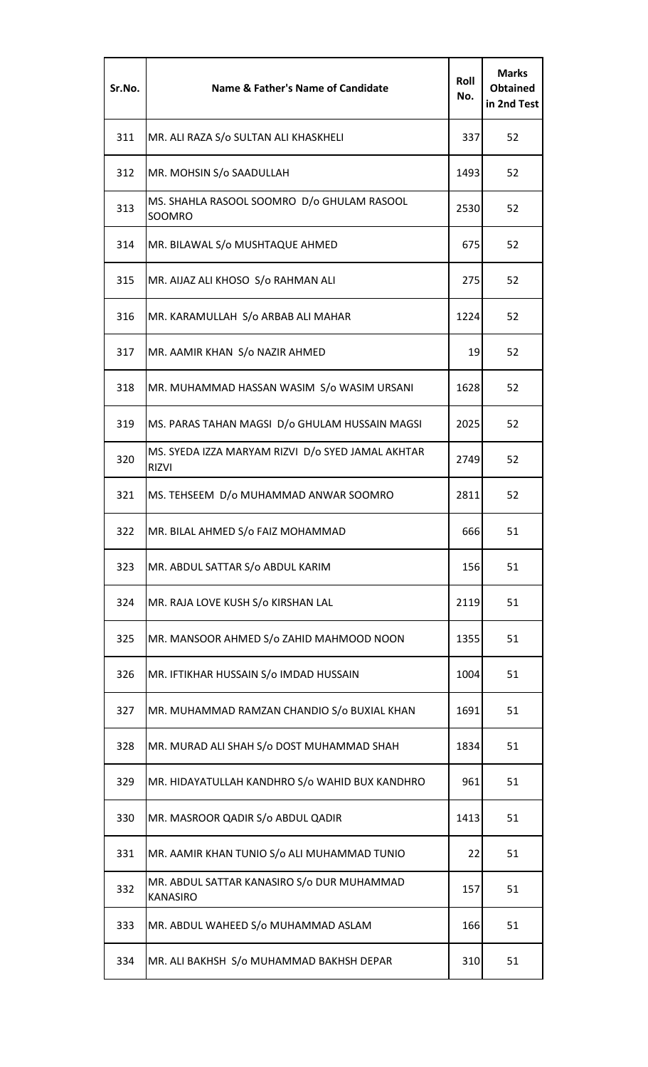| Sr.No. | Name & Father's Name of Candidate | Roll No. | Marks Obtained in 2nd Test |
|---|---|---|---|
| 311 | MR. ALI RAZA S/o SULTAN ALI KHASKHELI | 337 | 52 |
| 312 | MR. MOHSIN S/o SAADULLAH | 1493 | 52 |
| 313 | MS. SHAHLA RASOOL SOOMRO D/o GHULAM RASOOL SOOMRO | 2530 | 52 |
| 314 | MR. BILAWAL S/o MUSHTAQUE AHMED | 675 | 52 |
| 315 | MR. AIJAZ ALI KHOSO S/o RAHMAN ALI | 275 | 52 |
| 316 | MR. KARAMULLAH S/o ARBAB ALI MAHAR | 1224 | 52 |
| 317 | MR. AAMIR KHAN S/o NAZIR AHMED | 19 | 52 |
| 318 | MR. MUHAMMAD HASSAN WASIM S/o WASIM URSANI | 1628 | 52 |
| 319 | MS. PARAS TAHAN MAGSI D/o GHULAM HUSSAIN MAGSI | 2025 | 52 |
| 320 | MS. SYEDA IZZA MARYAM RIZVI D/o SYED JAMAL AKHTAR RIZVI | 2749 | 52 |
| 321 | MS. TEHSEEM D/o MUHAMMAD ANWAR SOOMRO | 2811 | 52 |
| 322 | MR. BILAL AHMED S/o FAIZ MOHAMMAD | 666 | 51 |
| 323 | MR. ABDUL SATTAR S/o ABDUL KARIM | 156 | 51 |
| 324 | MR. RAJA LOVE KUSH S/o KIRSHAN LAL | 2119 | 51 |
| 325 | MR. MANSOOR AHMED S/o ZAHID MAHMOOD NOON | 1355 | 51 |
| 326 | MR. IFTIKHAR HUSSAIN S/o IMDAD HUSSAIN | 1004 | 51 |
| 327 | MR. MUHAMMAD RAMZAN CHANDIO S/o BUXIAL KHAN | 1691 | 51 |
| 328 | MR. MURAD ALI SHAH S/o DOST MUHAMMAD SHAH | 1834 | 51 |
| 329 | MR. HIDAYATULLAH KANDHRO S/o WAHID BUX KANDHRO | 961 | 51 |
| 330 | MR. MASROOR QADIR S/o ABDUL QADIR | 1413 | 51 |
| 331 | MR. AAMIR KHAN TUNIO S/o ALI MUHAMMAD TUNIO | 22 | 51 |
| 332 | MR. ABDUL SATTAR KANASIRO S/o DUR MUHAMMAD KANASIRO | 157 | 51 |
| 333 | MR. ABDUL WAHEED S/o MUHAMMAD ASLAM | 166 | 51 |
| 334 | MR. ALI BAKHSH S/o MUHAMMAD BAKHSH DEPAR | 310 | 51 |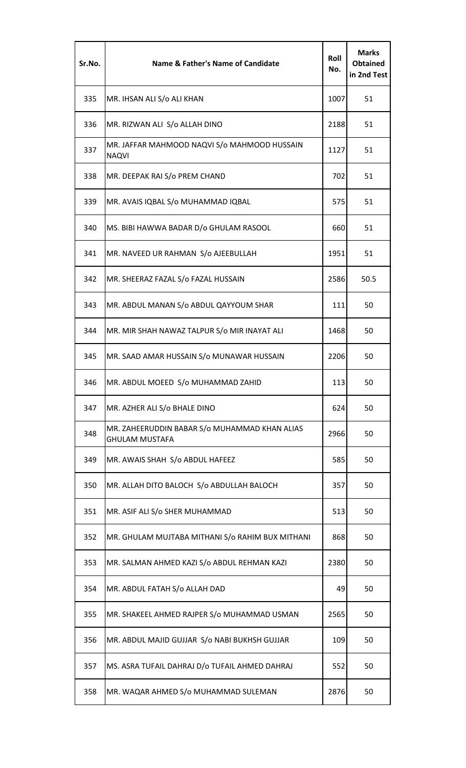| Sr.No. | Name & Father's Name of Candidate | Roll No. | Marks Obtained in 2nd Test |
|---|---|---|---|
| 335 | MR. IHSAN ALI S/o ALI KHAN | 1007 | 51 |
| 336 | MR. RIZWAN ALI S/o ALLAH DINO | 2188 | 51 |
| 337 | MR. JAFFAR MAHMOOD NAQVI S/o MAHMOOD HUSSAIN NAQVI | 1127 | 51 |
| 338 | MR. DEEPAK RAI S/o PREM CHAND | 702 | 51 |
| 339 | MR. AVAIS IQBAL S/o MUHAMMAD IQBAL | 575 | 51 |
| 340 | MS. BIBI HAWWA BADAR D/o GHULAM RASOOL | 660 | 51 |
| 341 | MR. NAVEED UR RAHMAN S/o AJEEBULLAH | 1951 | 51 |
| 342 | MR. SHEERAZ FAZAL S/o FAZAL HUSSAIN | 2586 | 50.5 |
| 343 | MR. ABDUL MANAN S/o ABDUL QAYYOUM SHAR | 111 | 50 |
| 344 | MR. MIR SHAH NAWAZ TALPUR S/o MIR INAYAT ALI | 1468 | 50 |
| 345 | MR. SAAD AMAR HUSSAIN S/o MUNAWAR HUSSAIN | 2206 | 50 |
| 346 | MR. ABDUL MOEED S/o MUHAMMAD ZAHID | 113 | 50 |
| 347 | MR. AZHER ALI S/o BHALE DINO | 624 | 50 |
| 348 | MR. ZAHEERUDDIN BABAR S/o MUHAMMAD KHAN ALIAS GHULAM MUSTAFA | 2966 | 50 |
| 349 | MR. AWAIS SHAH S/o ABDUL HAFEEZ | 585 | 50 |
| 350 | MR. ALLAH DITO BALOCH S/o ABDULLAH BALOCH | 357 | 50 |
| 351 | MR. ASIF ALI S/o SHER MUHAMMAD | 513 | 50 |
| 352 | MR. GHULAM MUJTABA MITHANI S/o RAHIM BUX MITHANI | 868 | 50 |
| 353 | MR. SALMAN AHMED KAZI S/o ABDUL REHMAN KAZI | 2380 | 50 |
| 354 | MR. ABDUL FATAH S/o ALLAH DAD | 49 | 50 |
| 355 | MR. SHAKEEL AHMED RAJPER S/o MUHAMMAD USMAN | 2565 | 50 |
| 356 | MR. ABDUL MAJID GUJJAR S/o NABI BUKHSH GUJJAR | 109 | 50 |
| 357 | MS. ASRA TUFAIL DAHRAJ D/o TUFAIL AHMED DAHRAJ | 552 | 50 |
| 358 | MR. WAQAR AHMED S/o MUHAMMAD SULEMAN | 2876 | 50 |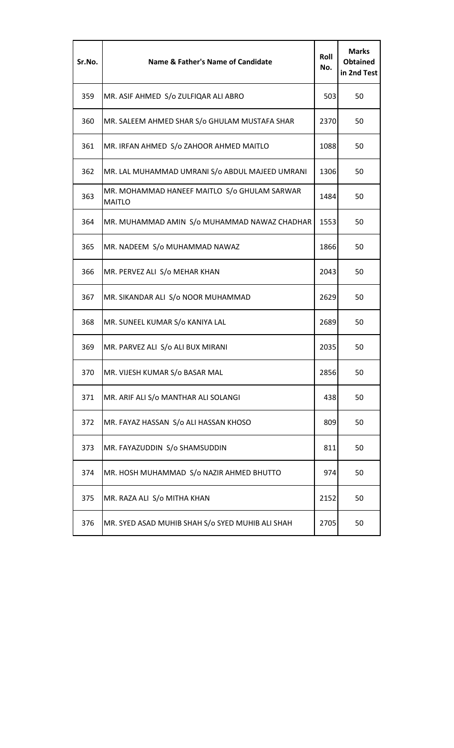| Sr.No. | Name & Father's Name of Candidate | Roll No. | Marks Obtained in 2nd Test |
|---|---|---|---|
| 359 | MR. ASIF AHMED S/o ZULFIQAR ALI ABRO | 503 | 50 |
| 360 | MR. SALEEM AHMED SHAR S/o GHULAM MUSTAFA SHAR | 2370 | 50 |
| 361 | MR. IRFAN AHMED S/o ZAHOOR AHMED MAITLO | 1088 | 50 |
| 362 | MR. LAL MUHAMMAD UMRANI S/o ABDUL MAJEED UMRANI | 1306 | 50 |
| 363 | MR. MOHAMMAD HANEEF MAITLO S/o GHULAM SARWAR MAITLO | 1484 | 50 |
| 364 | MR. MUHAMMAD AMIN S/o MUHAMMAD NAWAZ CHADHAR | 1553 | 50 |
| 365 | MR. NADEEM S/o MUHAMMAD NAWAZ | 1866 | 50 |
| 366 | MR. PERVEZ ALI S/o MEHAR KHAN | 2043 | 50 |
| 367 | MR. SIKANDAR ALI S/o NOOR MUHAMMAD | 2629 | 50 |
| 368 | MR. SUNEEL KUMAR S/o KANIYA LAL | 2689 | 50 |
| 369 | MR. PARVEZ ALI S/o ALI BUX MIRANI | 2035 | 50 |
| 370 | MR. VIJESH KUMAR S/o BASAR MAL | 2856 | 50 |
| 371 | MR. ARIF ALI S/o MANTHAR ALI SOLANGI | 438 | 50 |
| 372 | MR. FAYAZ HASSAN S/o ALI HASSAN KHOSO | 809 | 50 |
| 373 | MR. FAYAZUDDIN S/o SHAMSUDDIN | 811 | 50 |
| 374 | MR. HOSH MUHAMMAD S/o NAZIR AHMED BHUTTO | 974 | 50 |
| 375 | MR. RAZA ALI S/o MITHA KHAN | 2152 | 50 |
| 376 | MR. SYED ASAD MUHIB SHAH S/o SYED MUHIB ALI SHAH | 2705 | 50 |